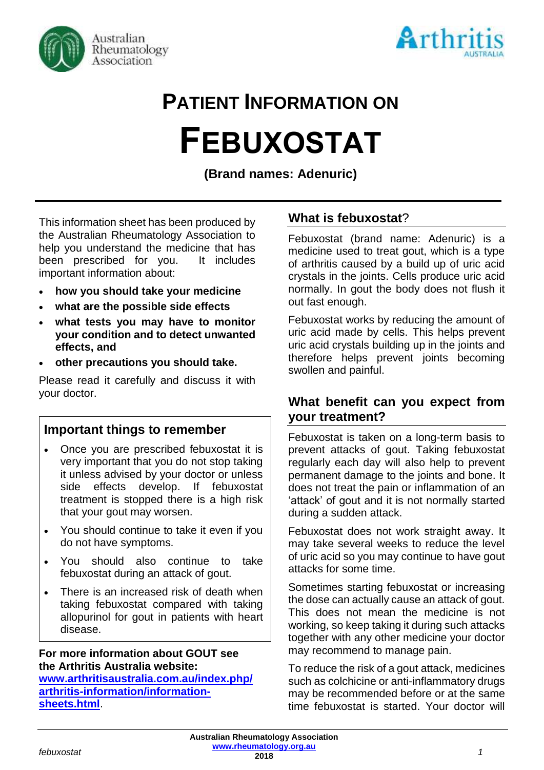# PATIENT INFORMATION ON

# FEBUXOSTAT

**(Brand names: Adenuric)**

This information sheet has been produced by the Australian Rheumatology Association to help you understand the medicine that has been prescribed for you. It includes important information about:

- **how you should take your medicine**
- **what are the possible side effects**
- **what tests you may have to monitor your condition and to detect unwanted effects, and**
- **other precautions you should take.**

Please read it carefully and discuss it with your doctor.

### Important things to remember

- Once you are prescribed febuxostat it is very important that you do not stop taking it unless advised by your doctor or unless side effects develop. If febuxostat treatment is stopped there is a high risk that your gout may worsen.
- You should continue to take it even if you do not have symptoms.
- You should also continue to take febuxostat during an attack of gout.
- There is an increased risk of death when taking febuxostat compared with taking allopurinol for gout in patients with heart disease.

**For more information about GOUT see the Arthritis Australia website:**
**[www.arthritisaustralia.com.au/index.php/arthritis-information/information-sheets.html](www.arthritisaustralia.com.au/index.php/arthritis-information/information-sheets.html)**.

## What is febuxostat?

Febuxostat (brand name: Adenuric) is a medicine used to treat gout, which is a type of arthritis caused by a build up of uric acid crystals in the joints. Cells produce uric acid normally. In gout the body does not flush it out fast enough.

Febuxostat works by reducing the amount of uric acid made by cells. This helps prevent uric acid crystals building up in the joints and therefore helps prevent joints becoming swollen and painful.

## What benefit can you expect from your treatment?

Febuxostat is taken on a long-term basis to prevent attacks of gout. Taking febuxostat regularly each day will also help to prevent permanent damage to the joints and bone. It does not treat the pain or inflammation of an 'attack' of gout and it is not normally started during a sudden attack.

Febuxostat does not work straight away. It may take several weeks to reduce the level of uric acid so you may continue to have gout attacks for some time.

Sometimes starting febuxostat or increasing the dose can actually cause an attack of gout. This does not mean the medicine is not working, so keep taking it during such attacks together with any other medicine your doctor may recommend to manage pain.

To reduce the risk of a gout attack, medicines such as colchicine or anti-inflammatory drugs may be recommended before or at the same time febuxostat is started. Your doctor will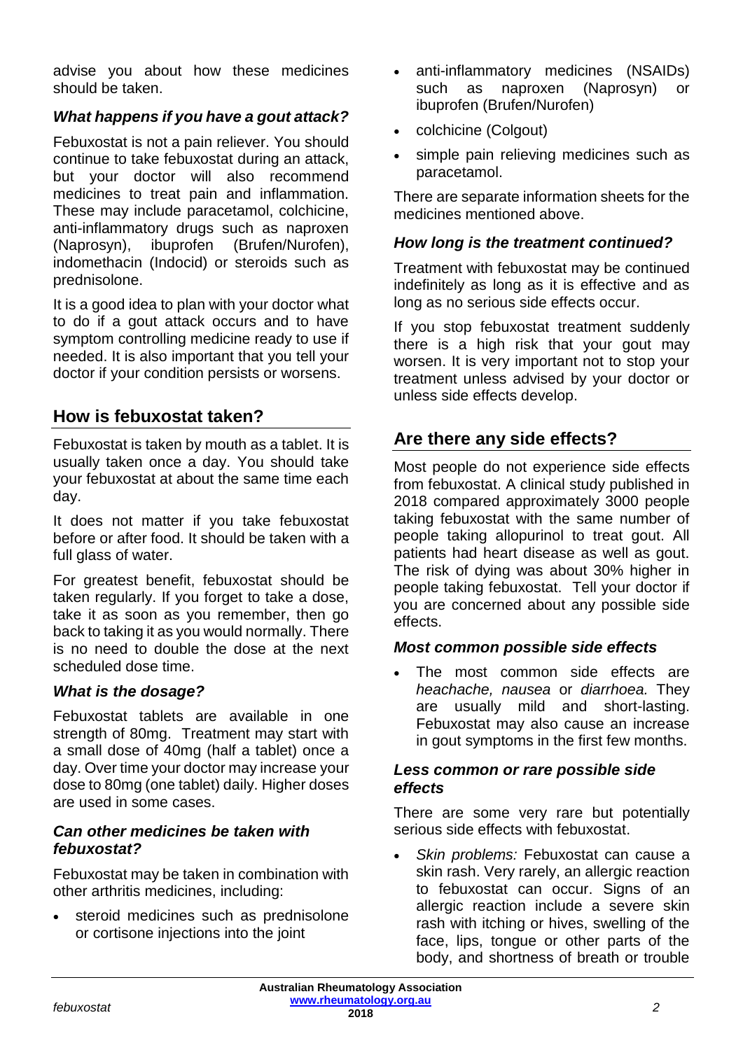advise you about how these medicines should be taken.

### *What happens if you have a gout attack?*

Febuxostat is not a pain reliever. You should continue to take febuxostat during an attack, but your doctor will also recommend medicines to treat pain and inflammation. These may include paracetamol, colchicine, anti-inflammatory drugs such as naproxen (Naprosyn), ibuprofen (Brufen/Nurofen), indomethacin (Indocid) or steroids such as prednisolone.

It is a good idea to plan with your doctor what to do if a gout attack occurs and to have symptom controlling medicine ready to use if needed. It is also important that you tell your doctor if your condition persists or worsens.

## How is febuxostat taken?

Febuxostat is taken by mouth as a tablet. It is usually taken once a day. You should take your febuxostat at about the same time each day.

It does not matter if you take febuxostat before or after food. It should be taken with a full glass of water.

For greatest benefit, febuxostat should be taken regularly. If you forget to take a dose, take it as soon as you remember, then go back to taking it as you would normally. There is no need to double the dose at the next scheduled dose time.

### *What is the dosage?*

Febuxostat tablets are available in one strength of 80mg. Treatment may start with a small dose of 40mg (half a tablet) once a day. Over time your doctor may increase your dose to 80mg (one tablet) daily. Higher doses are used in some cases.

### *Can other medicines be taken with febuxostat?*

Febuxostat may be taken in combination with other arthritis medicines, including:

- steroid medicines such as prednisolone or cortisone injections into the joint
- anti-inflammatory medicines (NSAIDs) such as naproxen (Naprosyn) or ibuprofen (Brufen/Nurofen)
- colchicine (Colgout)
- simple pain relieving medicines such as paracetamol.

There are separate information sheets for the medicines mentioned above.

### *How long is the treatment continued?*

Treatment with febuxostat may be continued indefinitely as long as it is effective and as long as no serious side effects occur.

If you stop febuxostat treatment suddenly there is a high risk that your gout may worsen. It is very important not to stop your treatment unless advised by your doctor or unless side effects develop.

## Are there any side effects?

Most people do not experience side effects from febuxostat. A clinical study published in 2018 compared approximately 3000 people taking febuxostat with the same number of people taking allopurinol to treat gout. All patients had heart disease as well as gout. The risk of dying was about 30% higher in people taking febuxostat. Tell your doctor if you are concerned about any possible side effects.

### *Most common possible side effects*

- The most common side effects are *heachache, nausea* or *diarrhoea.* They are usually mild and short-lasting. Febuxostat may also cause an increase in gout symptoms in the first few months.

### *Less common or rare possible side effects*

There are some very rare but potentially serious side effects with febuxostat.

- *Skin problems:* Febuxostat can cause a skin rash. Very rarely, an allergic reaction to febuxostat can occur. Signs of an allergic reaction include a severe skin rash with itching or hives, swelling of the face, lips, tongue or other parts of the body, and shortness of breath or trouble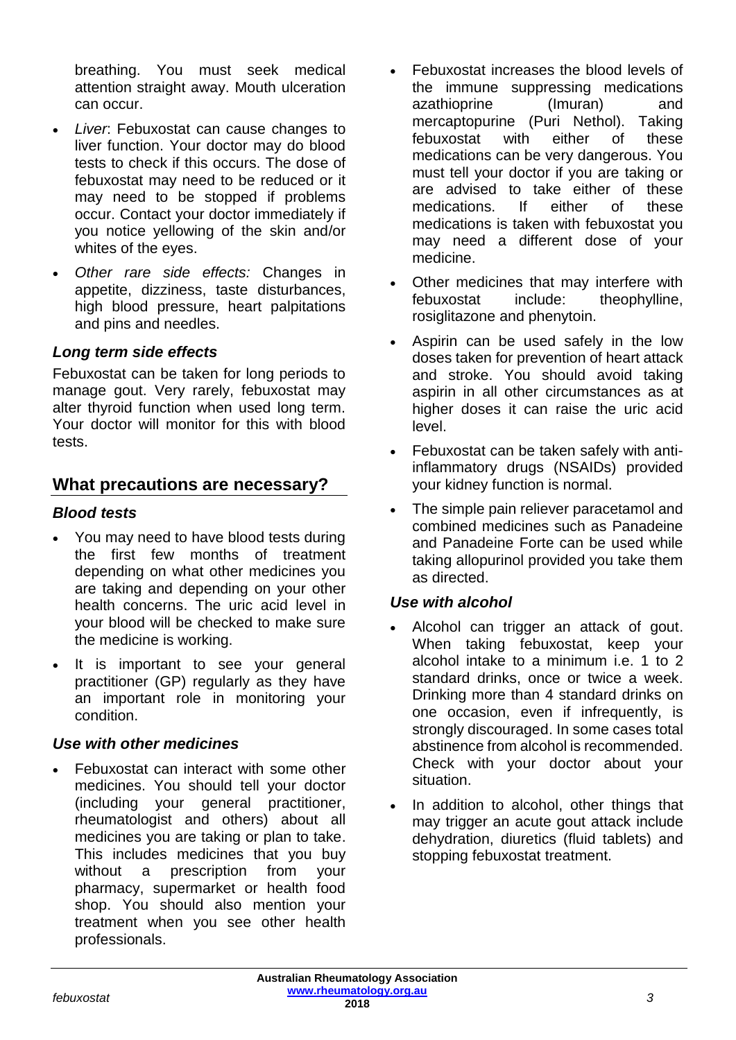breathing. You must seek medical attention straight away. Mouth ulceration can occur.

- *Liver*: Febuxostat can cause changes to liver function. Your doctor may do blood tests to check if this occurs. The dose of febuxostat may need to be reduced or it may need to be stopped if problems occur. Contact your doctor immediately if you notice yellowing of the skin and/or whites of the eyes.
- *Other rare side effects:* Changes in appetite, dizziness, taste disturbances, high blood pressure, heart palpitations and pins and needles.

### *Long term side effects*

Febuxostat can be taken for long periods to manage gout. Very rarely, febuxostat may alter thyroid function when used long term. Your doctor will monitor for this with blood tests.

## What precautions are necessary?

### *Blood tests*

- You may need to have blood tests during the first few months of treatment depending on what other medicines you are taking and depending on your other health concerns. The uric acid level in your blood will be checked to make sure the medicine is working.
- It is important to see your general practitioner (GP) regularly as they have an important role in monitoring your condition.

### *Use with other medicines*

- Febuxostat can interact with some other medicines. You should tell your doctor (including your general practitioner, rheumatologist and others) about all medicines you are taking or plan to take. This includes medicines that you buy without a prescription from your pharmacy, supermarket or health food shop. You should also mention your treatment when you see other health professionals.
- Febuxostat increases the blood levels of the immune suppressing medications azathioprine (Imuran) and mercaptopurine (Puri Nethol). Taking febuxostat with either of these medications can be very dangerous. You must tell your doctor if you are taking or are advised to take either of these medications. If either of these medications is taken with febuxostat you may need a different dose of your medicine.
- Other medicines that may interfere with febuxostat include: theophylline, rosiglitazone and phenytoin.
- Aspirin can be used safely in the low doses taken for prevention of heart attack and stroke. You should avoid taking aspirin in all other circumstances as at higher doses it can raise the uric acid level.
- Febuxostat can be taken safely with anti-inflammatory drugs (NSAIDs) provided your kidney function is normal.
- The simple pain reliever paracetamol and combined medicines such as Panadeine and Panadeine Forte can be used while taking allopurinol provided you take them as directed.

### *Use with alcohol*

- Alcohol can trigger an attack of gout. When taking febuxostat, keep your alcohol intake to a minimum i.e. 1 to 2 standard drinks, once or twice a week. Drinking more than 4 standard drinks on one occasion, even if infrequently, is strongly discouraged. In some cases total abstinence from alcohol is recommended. Check with your doctor about your situation.
- In addition to alcohol, other things that may trigger an acute gout attack include dehydration, diuretics (fluid tablets) and stopping febuxostat treatment.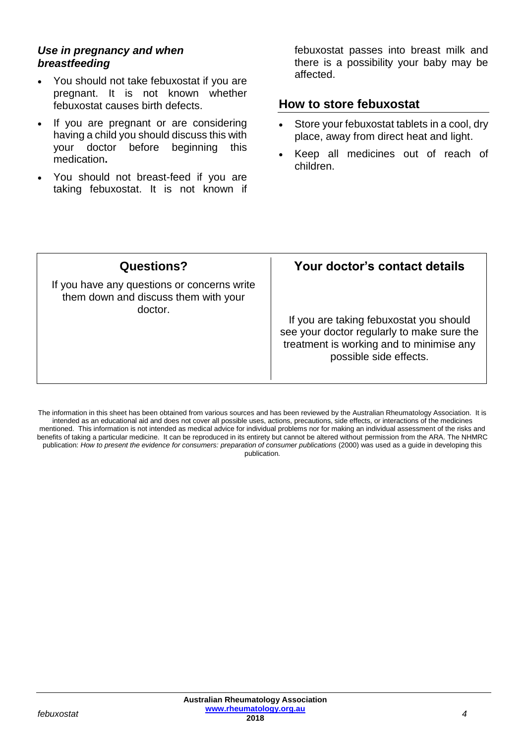*Use in pregnancy and when breastfeeding*

- You should not take febuxostat if you are pregnant. It is not known whether febuxostat causes birth defects.
- If you are pregnant or are considering having a child you should discuss this with your doctor before beginning this medication**.**
- You should not breast-feed if you are taking febuxostat. It is not known if febuxostat passes into breast milk and there is a possibility your baby may be affected.

## How to store febuxostat

- Store your febuxostat tablets in a cool, dry place, away from direct heat and light.
- Keep all medicines out of reach of children.

### Questions?

If you have any questions or concerns write them down and discuss them with your doctor.

### Your doctor's contact details

If you are taking febuxostat you should see your doctor regularly to make sure the treatment is working and to minimise any possible side effects.

The information in this sheet has been obtained from various sources and has been reviewed by the Australian Rheumatology Association. It is intended as an educational aid and does not cover all possible uses, actions, precautions, side effects, or interactions of the medicines mentioned. This information is not intended as medical advice for individual problems nor for making an individual assessment of the risks and benefits of taking a particular medicine. It can be reproduced in its entirety but cannot be altered without permission from the ARA. The NHMRC publication: *How to present the evidence for consumers: preparation of consumer publications* (2000) was used as a guide in developing this publication.